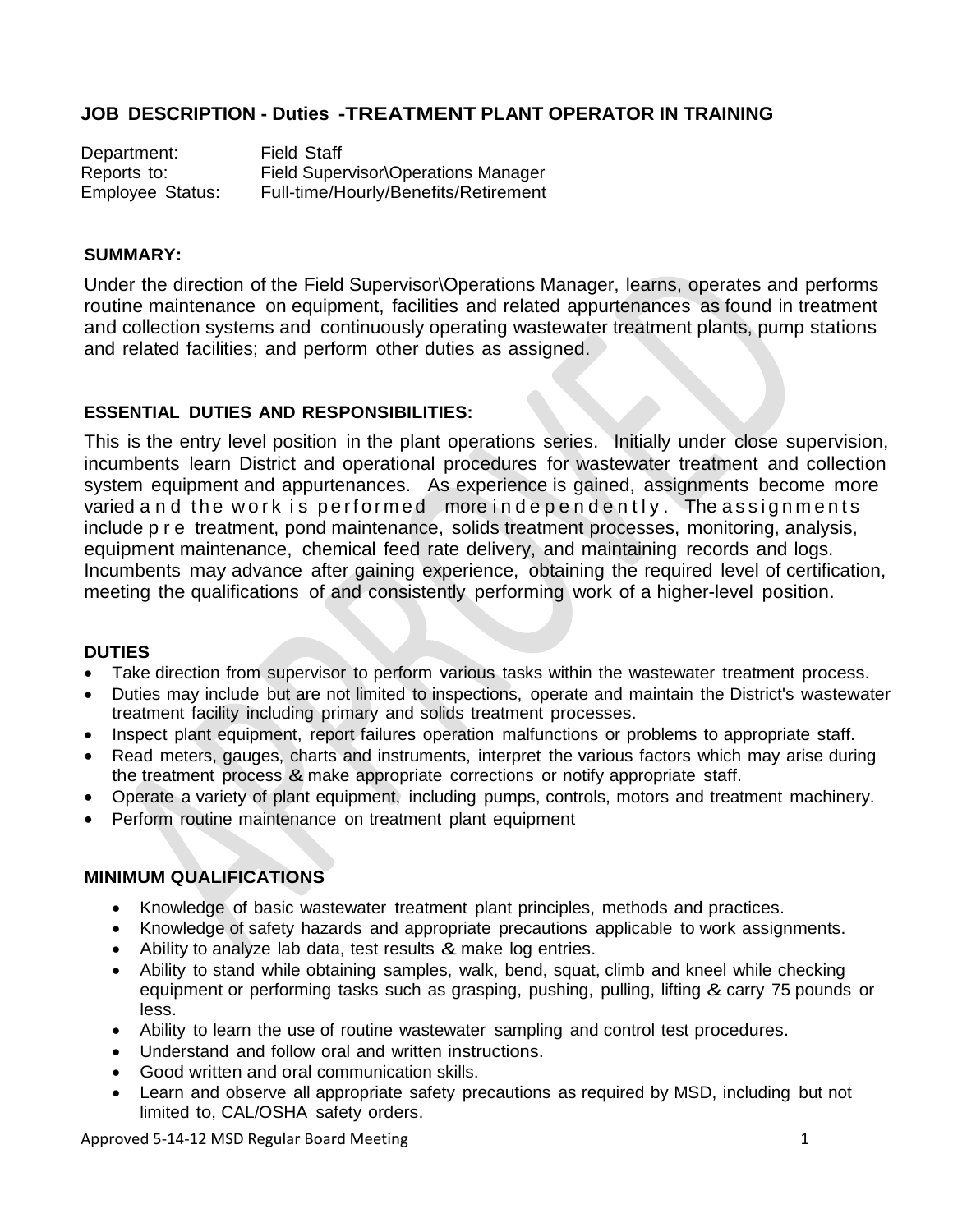**JOB DESCRIPTION - Duties -TREATMENT PLANT OPERATOR IN TRAINING**

| | |
|---|---|
| Department: | Field Staff |
| Reports to: | Field Supervisor\Operations Manager |
| Employee Status: | Full-time/Hourly/Benefits/Retirement |

**SUMMARY:**

Under the direction of the Field Supervisor\Operations Manager, learns, operates and performs routine maintenance on equipment, facilities and related appurtenances as found in treatment and collection systems and continuously operating wastewater treatment plants, pump stations and related facilities; and perform other duties as assigned.

**ESSENTIAL DUTIES AND RESPONSIBILITIES:**

This is the entry level position in the plant operations series. Initially under close supervision, incumbents learn District and operational procedures for wastewater treatment and collection system equipment and appurtenances. As experience is gained, assignments become more varied and the work is performed more independently. The assignments include pre treatment, pond maintenance, solids treatment processes, monitoring, analysis, equipment maintenance, chemical feed rate delivery, and maintaining records and logs. Incumbents may advance after gaining experience, obtaining the required level of certification, meeting the qualifications of and consistently performing work of a higher-level position.

**DUTIES**

- Take direction from supervisor to perform various tasks within the wastewater treatment process.
- Duties may include but are not limited to inspections, operate and maintain the District's wastewater treatment facility including primary and solids treatment processes.
- Inspect plant equipment, report failures operation malfunctions or problems to appropriate staff.
- Read meters, gauges, charts and instruments, interpret the various factors which may arise during the treatment process & make appropriate corrections or notify appropriate staff.
- Operate a variety of plant equipment, including pumps, controls, motors and treatment machinery.
- Perform routine maintenance on treatment plant equipment

**MINIMUM QUALIFICATIONS**

- Knowledge of basic wastewater treatment plant principles, methods and practices.
- Knowledge of safety hazards and appropriate precautions applicable to work assignments.
- Ability to analyze lab data, test results & make log entries.
- Ability to stand while obtaining samples, walk, bend, squat, climb and kneel while checking equipment or performing tasks such as grasping, pushing, pulling, lifting & carry 75 pounds or less.
- Ability to learn the use of routine wastewater sampling and control test procedures.
- Understand and follow oral and written instructions.
- Good written and oral communication skills.
- Learn and observe all appropriate safety precautions as required by MSD, including but not limited to, CAL/OSHA safety orders.

Approved 5-14-12 MSD Regular Board Meeting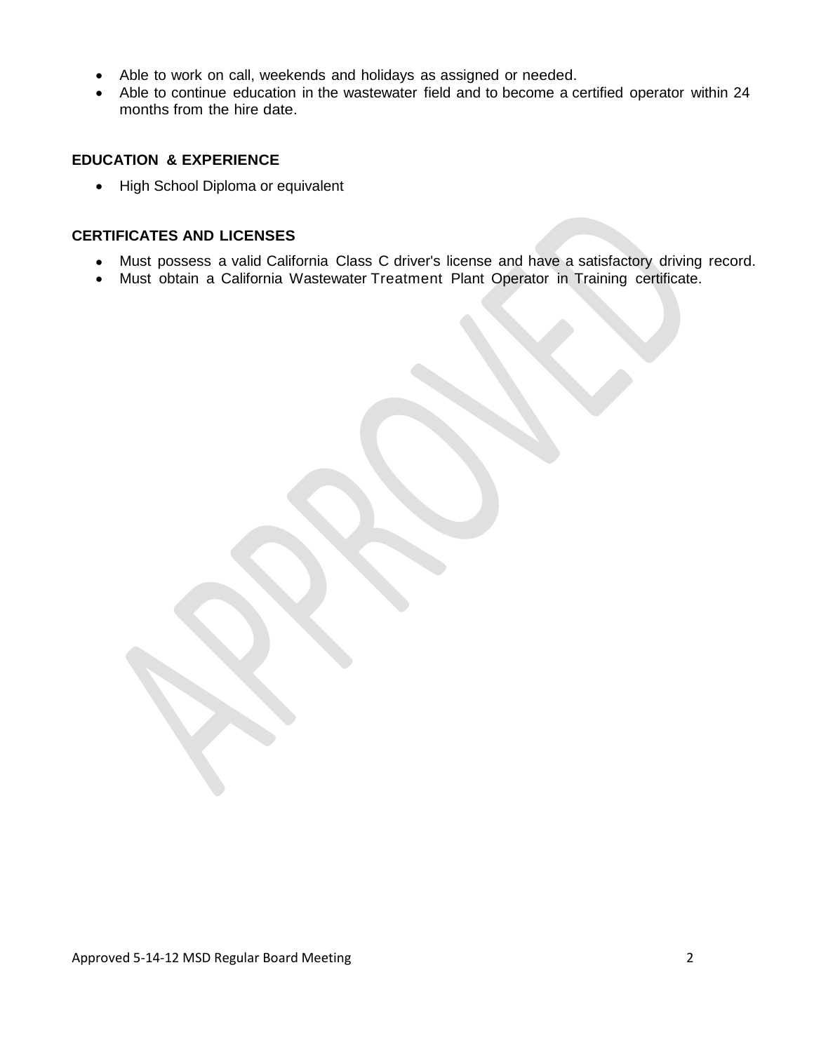- Able to work on call, weekends and holidays as assigned or needed.
- Able to continue education in the wastewater field and to become a certified operator within 24 months from the hire date.

**EDUCATION & EXPERIENCE**

- High School Diploma or equivalent

**CERTIFICATES AND LICENSES**

- Must possess a valid California Class C driver's license and have a satisfactory driving record.
- Must obtain a California Wastewater Treatment Plant Operator in Training certificate.

Approved 5-14-12 MSD Regular Board Meeting